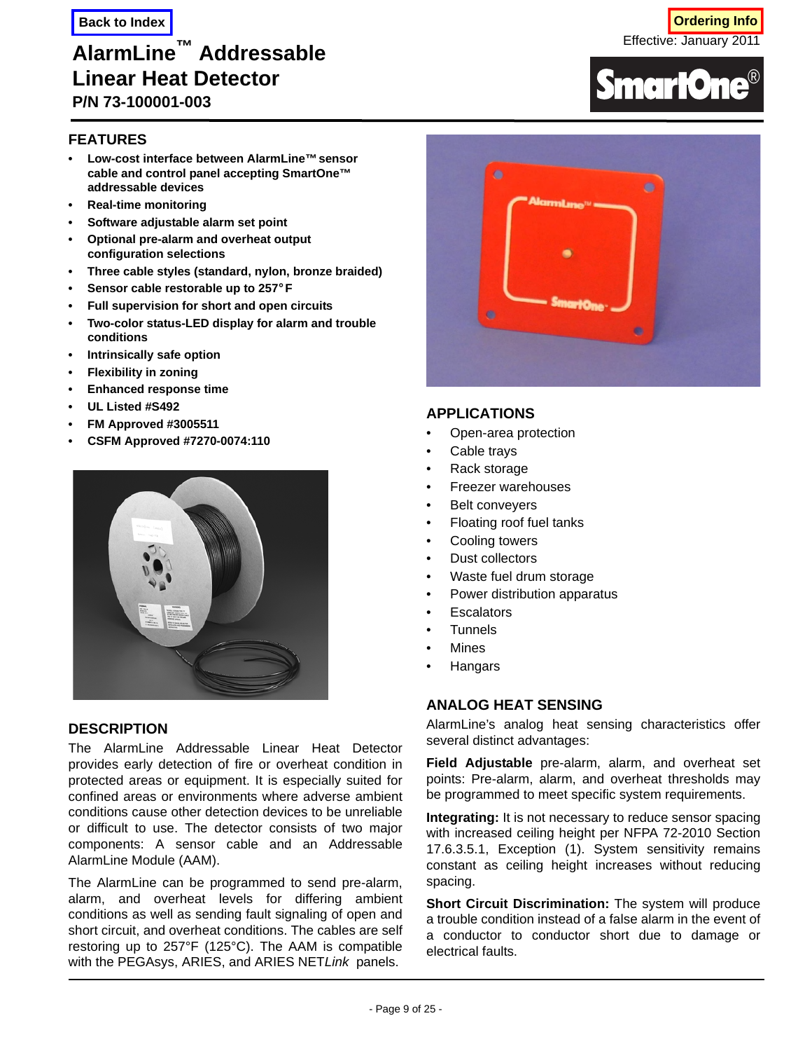Back to Index

Ordering Info

Effective: January 2011

# AlarmLine™ Addressable Linear Heat Detector

## P/N 73-100001-003

SmartOne®

## FEATURES

- **Low-cost interface between AlarmLine™ sensor cable and control panel accepting SmartOne™ addressable devices**
- **Real-time monitoring**
- **Software adjustable alarm set point**
- **Optional pre-alarm and overheat output configuration selections**
- **Three cable styles (standard, nylon, bronze braided)**
- **Sensor cable restorable up to 257°F**
- **Full supervision for short and open circuits**
- **Two-color status-LED display for alarm and trouble conditions**
- **Intrinsically safe option**
- **Flexibility in zoning**
- **Enhanced response time**
- **UL Listed #S492**
- **FM Approved #3005511**
- **CSFM Approved #7270-0074:110**

## DESCRIPTION

The AlarmLine Addressable Linear Heat Detector provides early detection of fire or overheat condition in protected areas or equipment. It is especially suited for confined areas or environments where adverse ambient conditions cause other detection devices to be unreliable or difficult to use. The detector consists of two major components: A sensor cable and an Addressable AlarmLine Module (AAM).

The AlarmLine can be programmed to send pre-alarm, alarm, and overheat levels for differing ambient conditions as well as sending fault signaling of open and short circuit, and overheat conditions. The cables are self restoring up to 257°F (125°C). The AAM is compatible with the PEGAsys, ARIES, and ARIES NET*Link* panels.

## APPLICATIONS

- Open-area protection
- Cable trays
- Rack storage
- Freezer warehouses
- Belt conveyers
- Floating roof fuel tanks
- Cooling towers
- Dust collectors
- Waste fuel drum storage
- Power distribution apparatus
- Escalators
- Tunnels
- Mines
- Hangars

## ANALOG HEAT SENSING

AlarmLine's analog heat sensing characteristics offer several distinct advantages:

**Field Adjustable** pre-alarm, alarm, and overheat set points: Pre-alarm, alarm, and overheat thresholds may be programmed to meet specific system requirements.

**Integrating:** It is not necessary to reduce sensor spacing with increased ceiling height per NFPA 72-2010 Section 17.6.3.5.1, Exception (1). System sensitivity remains constant as ceiling height increases without reducing spacing.

**Short Circuit Discrimination:** The system will produce a trouble condition instead of a false alarm in the event of a conductor to conductor short due to damage or electrical faults.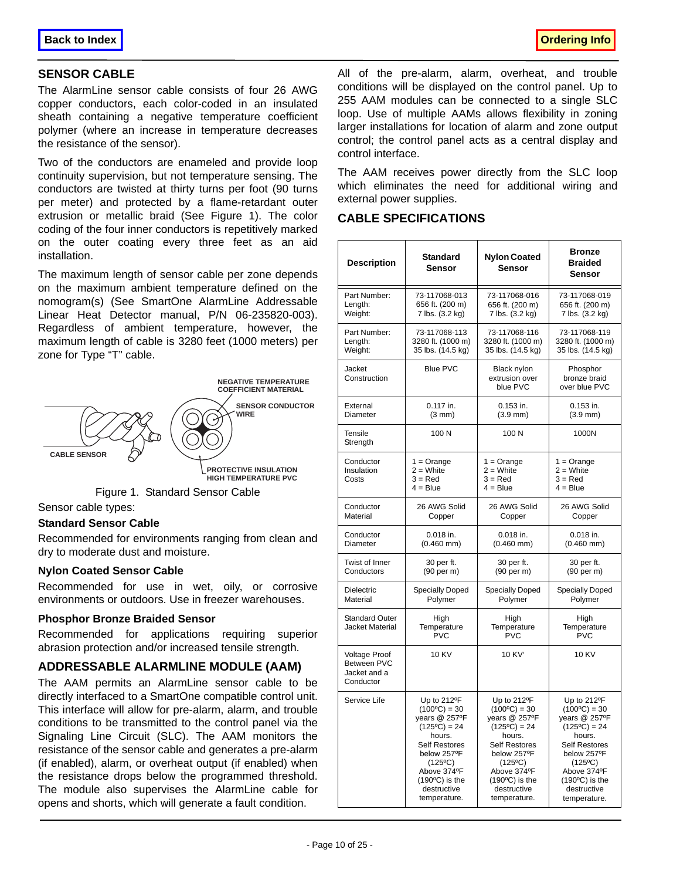Back to Index Ordering Info

## SENSOR CABLE

The AlarmLine sensor cable consists of four 26 AWG copper conductors, each color-coded in an insulated sheath containing a negative temperature coefficient polymer (where an increase in temperature decreases the resistance of the sensor).

Two of the conductors are enameled and provide loop continuity supervision, but not temperature sensing. The conductors are twisted at thirty turns per foot (90 turns per meter) and protected by a flame-retardant outer extrusion or metallic braid (See Figure 1). The color coding of the four inner conductors is repetitively marked on the outer coating every three feet as an aid installation.

The maximum length of sensor cable per zone depends on the maximum ambient temperature defined on the nomogram(s) (See SmartOne AlarmLine Addressable Linear Heat Detector manual, P/N 06-235820-003). Regardless of ambient temperature, however, the maximum length of cable is 3280 feet (1000 meters) per zone for Type "T" cable.

NEGATIVE TEMPERATURE COEFFICIENT MATERIAL

SENSOR CONDUCTOR WIRE

CABLE SENSOR

PROTECTIVE INSULATION HIGH TEMPERATURE PVC

Figure 1. Standard Sensor Cable

Sensor cable types:

### Standard Sensor Cable

Recommended for environments ranging from clean and dry to moderate dust and moisture.

### Nylon Coated Sensor Cable

Recommended for use in wet, oily, or corrosive environments or outdoors. Use in freezer warehouses.

### Phosphor Bronze Braided Sensor

Recommended for applications requiring superior abrasion protection and/or increased tensile strength.

## ADDRESSABLE ALARMLINE MODULE (AAM)

The AAM permits an AlarmLine sensor cable to be directly interfaced to a SmartOne compatible control unit. This interface will allow for pre-alarm, alarm, and trouble conditions to be transmitted to the control panel via the Signaling Line Circuit (SLC). The AAM monitors the resistance of the sensor cable and generates a pre-alarm (if enabled), alarm, or overheat output (if enabled) when the resistance drops below the programmed threshold. The module also supervises the AlarmLine cable for opens and shorts, which will generate a fault condition.

All of the pre-alarm, alarm, overheat, and trouble conditions will be displayed on the control panel. Up to 255 AAM modules can be connected to a single SLC loop. Use of multiple AAMs allows flexibility in zoning larger installations for location of alarm and zone output control; the control panel acts as a central display and control interface.

The AAM receives power directly from the SLC loop which eliminates the need for additional wiring and external power supplies.

## CABLE SPECIFICATIONS

| Description | Standard Sensor | Nylon Coated Sensor | Bronze Braided Sensor |
|---|---|---|---|
| Part Number:<br>Length:<br>Weight: | 73-117068-013<br>656 ft. (200 m)<br>7 lbs. (3.2 kg) | 73-117068-016<br>656 ft. (200 m)<br>7 lbs. (3.2 kg) | 73-117068-019<br>656 ft. (200 m)<br>7 lbs. (3.2 kg) |
| Part Number:<br>Length:<br>Weight: | 73-117068-113<br>3280 ft. (1000 m)<br>35 lbs. (14.5 kg) | 73-117068-116<br>3280 ft. (1000 m)<br>35 lbs. (14.5 kg) | 73-117068-119<br>3280 ft. (1000 m)<br>35 lbs. (14.5 kg) |
| Jacket Construction | Blue PVC | Black nylon extrusion over blue PVC | Phosphor bronze braid over blue PVC |
| External Diameter | 0.117 in.<br>(3 mm) | 0.153 in.<br>(3.9 mm) | 0.153 in.<br>(3.9 mm) |
| Tensile Strength | 100 N | 100 N | 1000N |
| Conductor Insulation Costs | 1 = Orange<br>2 = White<br>3 = Red<br>4 = Blue | 1 = Orange<br>2 = White<br>3 = Red<br>4 = Blue | 1 = Orange<br>2 = White<br>3 = Red<br>4 = Blue |
| Conductor Material | 26 AWG Solid Copper | 26 AWG Solid Copper | 26 AWG Solid Copper |
| Conductor Diameter | 0.018 in.<br>(0.460 mm) | 0.018 in.<br>(0.460 mm) | 0.018 in.<br>(0.460 mm) |
| Twist of Inner Conductors | 30 per ft.<br>(90 per m) | 30 per ft.<br>(90 per m) | 30 per ft.<br>(90 per m) |
| Dielectric Material | Specially Doped Polymer | Specially Doped Polymer | Specially Doped Polymer |
| Standard Outer Jacket Material | High Temperature PVC | High Temperature PVC | High Temperature PVC |
| Voltage Proof Between PVC Jacket and a Conductor | 10 KV | 10 KV' | 10 KV |
| Service Life | Up to 212ºF (100ºC) = 30 years @ 257ºF (125ºC) = 24 hours. Self Restores below 257ºF (125ºC) Above 374ºF (190ºC) is the destructive temperature. | Up to 212ºF (100ºC) = 30 years @ 257ºF (125ºC) = 24 hours. Self Restores below 257ºF (125ºC) Above 374ºF (190ºC) is the destructive temperature. | Up to 212ºF (100ºC) = 30 years @ 257ºF (125ºC) = 24 hours. Self Restores below 257ºF (125ºC) Above 374ºF (190ºC) is the destructive temperature. |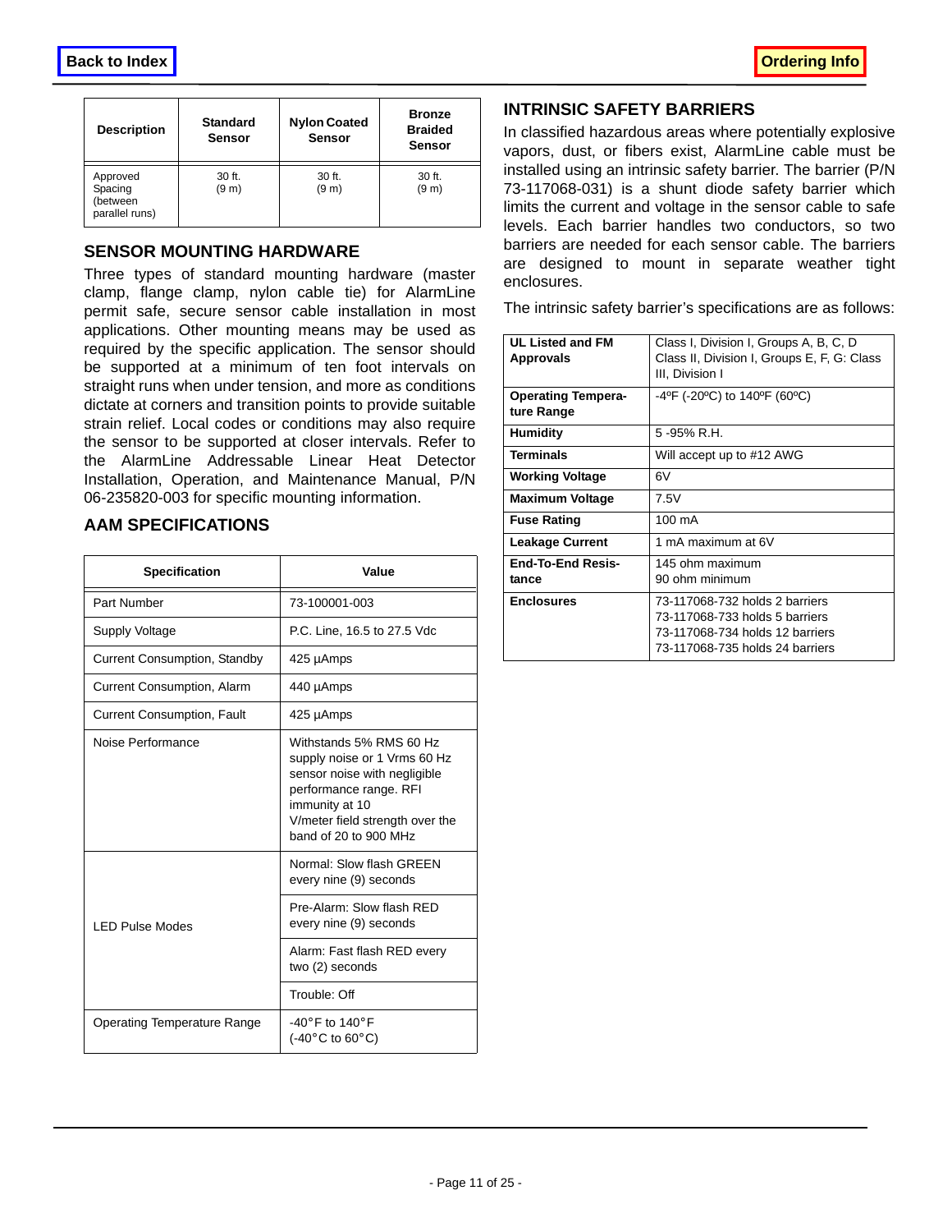| Description | Standard Sensor | Nylon Coated Sensor | Bronze Braided Sensor |
| --- | --- | --- | --- |
| Approved Spacing (between parallel runs) | 30 ft. (9 m) | 30 ft. (9 m) | 30 ft. (9 m) |

## SENSOR MOUNTING HARDWARE

Three types of standard mounting hardware (master clamp, flange clamp, nylon cable tie) for AlarmLine permit safe, secure sensor cable installation in most applications. Other mounting means may be used as required by the specific application. The sensor should be supported at a minimum of ten foot intervals on straight runs when under tension, and more as conditions dictate at corners and transition points to provide suitable strain relief. Local codes or conditions may also require the sensor to be supported at closer intervals. Refer to the AlarmLine Addressable Linear Heat Detector Installation, Operation, and Maintenance Manual, P/N 06-235820-003 for specific mounting information.

## AAM SPECIFICATIONS

| Specification | Value |
| --- | --- |
| Part Number | 73-100001-003 |
| Supply Voltage | P.C. Line, 16.5 to 27.5 Vdc |
| Current Consumption, Standby | 425 µAmps |
| Current Consumption, Alarm | 440 µAmps |
| Current Consumption, Fault | 425 µAmps |
| Noise Performance | Withstands 5% RMS 60 Hz supply noise or 1 Vrms 60 Hz sensor noise with negligible performance range. RFI immunity at 10 V/meter field strength over the band of 20 to 900 MHz |
| LED Pulse Modes | Normal: Slow flash GREEN every nine (9) seconds |
| | Pre-Alarm: Slow flash RED every nine (9) seconds |
| | Alarm: Fast flash RED every two (2) seconds |
| | Trouble: Off |
| Operating Temperature Range | -40°F to 140°F (-40°C to 60°C) |

## INTRINSIC SAFETY BARRIERS

In classified hazardous areas where potentially explosive vapors, dust, or fibers exist, AlarmLine cable must be installed using an intrinsic safety barrier. The barrier (P/N 73-117068-031) is a shunt diode safety barrier which limits the current and voltage in the sensor cable to safe levels. Each barrier handles two conductors, so two barriers are needed for each sensor cable. The barriers are designed to mount in separate weather tight enclosures.

The intrinsic safety barrier's specifications are as follows:

| | |
| --- | --- |
| **UL Listed and FM Approvals** | Class I, Division I, Groups A, B, C, D Class II, Division I, Groups E, F, G: Class III, Division I |
| **Operating Temperature Range** | -4ºF (-20ºC) to 140ºF (60ºC) |
| **Humidity** | 5 -95% R.H. |
| **Terminals** | Will accept up to #12 AWG |
| **Working Voltage** | 6V |
| **Maximum Voltage** | 7.5V |
| **Fuse Rating** | 100 mA |
| **Leakage Current** | 1 mA maximum at 6V |
| **End-To-End Resistance** | 145 ohm maximum<br>90 ohm minimum |
| **Enclosures** | 73-117068-732 holds 2 barriers<br>73-117068-733 holds 5 barriers<br>73-117068-734 holds 12 barriers<br>73-117068-735 holds 24 barriers |